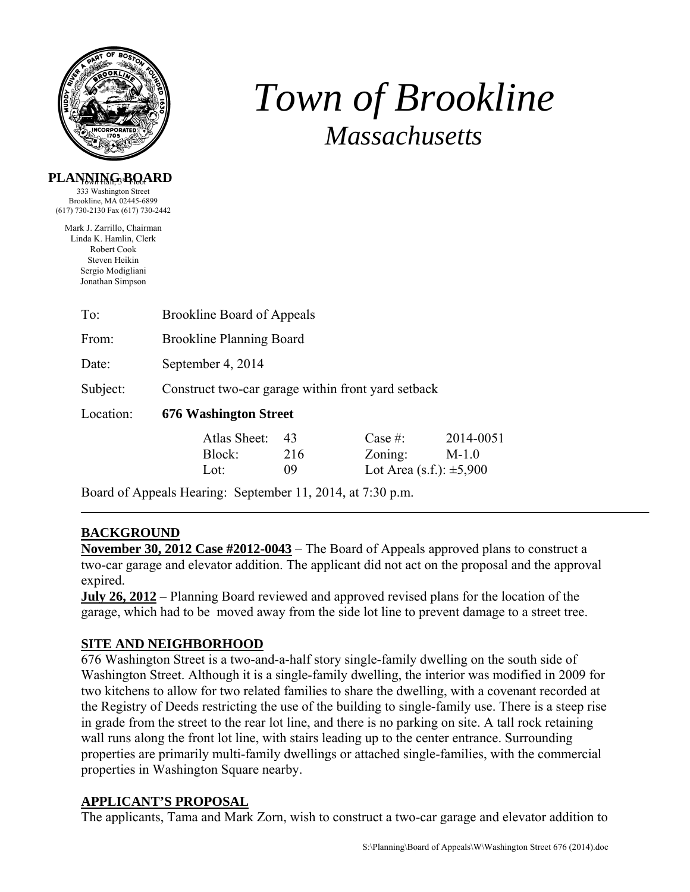# *Town of Brookline*

## *Massachusetts*

**PLANNING BOARD**
Town Hall, 3rd Floor
333 Washington Street
Brookline, MA 02445-6899
(617) 730-2130 Fax (617) 730-2442

Mark J. Zarrillo, Chairman
Linda K. Hamlin, Clerk
Robert Cook
Steven Heikin
Sergio Modigliani
Jonathan Simpson

To: Brookline Board of Appeals

From: Brookline Planning Board

Date: September 4, 2014

Subject: Construct two-car garage within front yard setback

Location: **676 Washington Street**

| | | | |
|---|---|---|---|
| Atlas Sheet: | 43 | Case #: | 2014-0051 |
| Block: | 216 | Zoning: | M-1.0 |
| Lot: | 09 | Lot Area (s.f.): | ±5,900 |

Board of Appeals Hearing: September 11, 2014, at 7:30 p.m.

---

## BACKGROUND

**November 30, 2012 Case #2012-0043** – The Board of Appeals approved plans to construct a two-car garage and elevator addition. The applicant did not act on the proposal and the approval expired.

**July 26, 2012** – Planning Board reviewed and approved revised plans for the location of the garage, which had to be moved away from the side lot line to prevent damage to a street tree.

## SITE AND NEIGHBORHOOD

676 Washington Street is a two-and-a-half story single-family dwelling on the south side of Washington Street. Although it is a single-family dwelling, the interior was modified in 2009 for two kitchens to allow for two related families to share the dwelling, with a covenant recorded at the Registry of Deeds restricting the use of the building to single-family use. There is a steep rise in grade from the street to the rear lot line, and there is no parking on site. A tall rock retaining wall runs along the front lot line, with stairs leading up to the center entrance. Surrounding properties are primarily multi-family dwellings or attached single-families, with the commercial properties in Washington Square nearby.

## APPLICANT'S PROPOSAL

The applicants, Tama and Mark Zorn, wish to construct a two-car garage and elevator addition to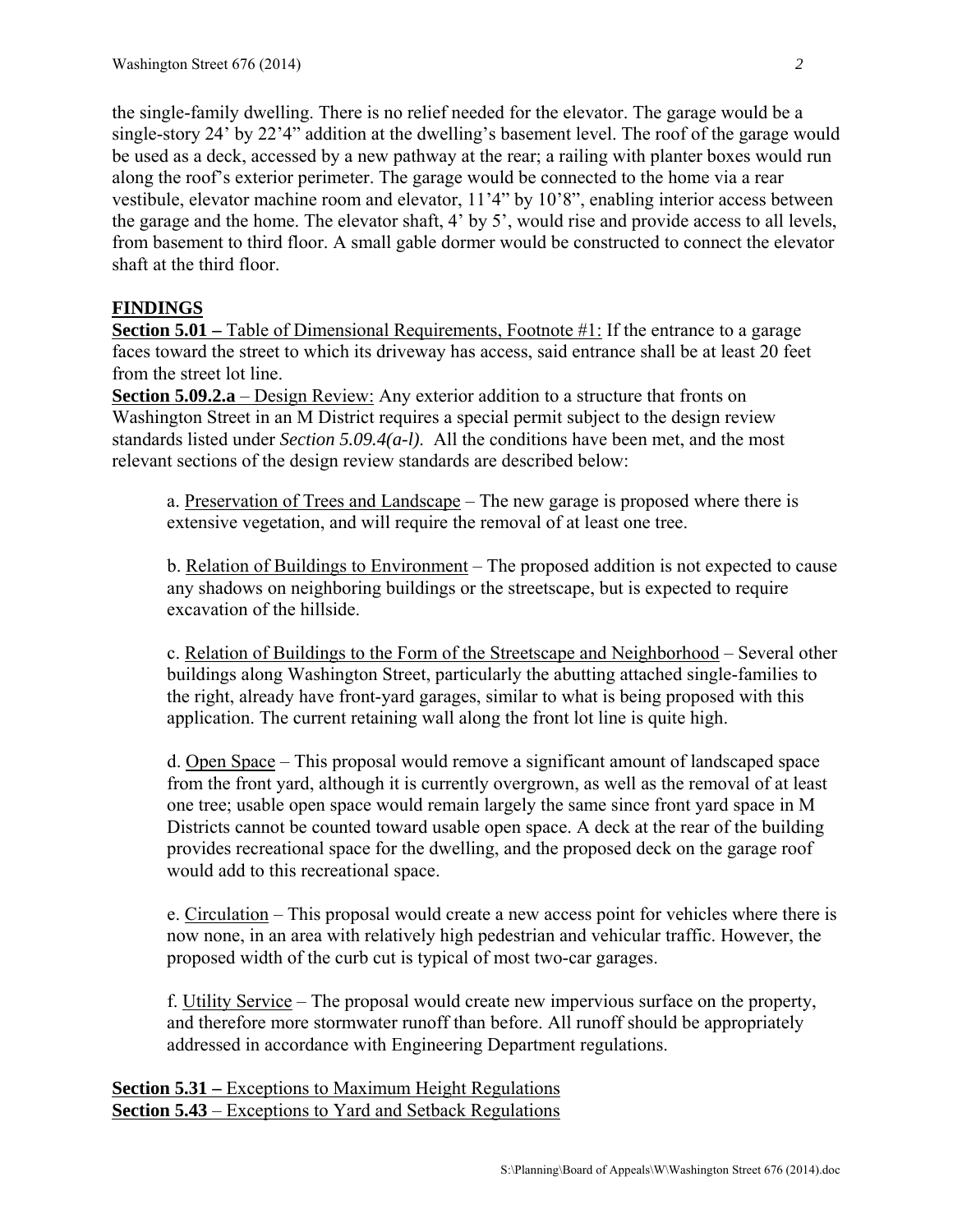the single-family dwelling. There is no relief needed for the elevator. The garage would be a single-story 24' by 22'4" addition at the dwelling's basement level. The roof of the garage would be used as a deck, accessed by a new pathway at the rear; a railing with planter boxes would run along the roof's exterior perimeter. The garage would be connected to the home via a rear vestibule, elevator machine room and elevator, 11'4" by 10'8", enabling interior access between the garage and the home. The elevator shaft, 4' by 5', would rise and provide access to all levels, from basement to third floor. A small gable dormer would be constructed to connect the elevator shaft at the third floor.

## FINDINGS

**Section 5.01 –** Table of Dimensional Requirements, Footnote #1: If the entrance to a garage faces toward the street to which its driveway has access, said entrance shall be at least 20 feet from the street lot line.

**Section 5.09.2.a** – Design Review: Any exterior addition to a structure that fronts on Washington Street in an M District requires a special permit subject to the design review standards listed under *Section 5.09.4(a-l)*. All the conditions have been met, and the most relevant sections of the design review standards are described below:

> a. Preservation of Trees and Landscape – The new garage is proposed where there is extensive vegetation, and will require the removal of at least one tree.
>
> b. Relation of Buildings to Environment – The proposed addition is not expected to cause any shadows on neighboring buildings or the streetscape, but is expected to require excavation of the hillside.
>
> c. Relation of Buildings to the Form of the Streetscape and Neighborhood – Several other buildings along Washington Street, particularly the abutting attached single-families to the right, already have front-yard garages, similar to what is being proposed with this application. The current retaining wall along the front lot line is quite high.
>
> d. Open Space – This proposal would remove a significant amount of landscaped space from the front yard, although it is currently overgrown, as well as the removal of at least one tree; usable open space would remain largely the same since front yard space in M Districts cannot be counted toward usable open space. A deck at the rear of the building provides recreational space for the dwelling, and the proposed deck on the garage roof would add to this recreational space.
>
> e. Circulation – This proposal would create a new access point for vehicles where there is now none, in an area with relatively high pedestrian and vehicular traffic. However, the proposed width of the curb cut is typical of most two-car garages.
>
> f. Utility Service – The proposal would create new impervious surface on the property, and therefore more stormwater runoff than before. All runoff should be appropriately addressed in accordance with Engineering Department regulations.

**Section 5.31 –** Exceptions to Maximum Height Regulations
**Section 5.43** – Exceptions to Yard and Setback Regulations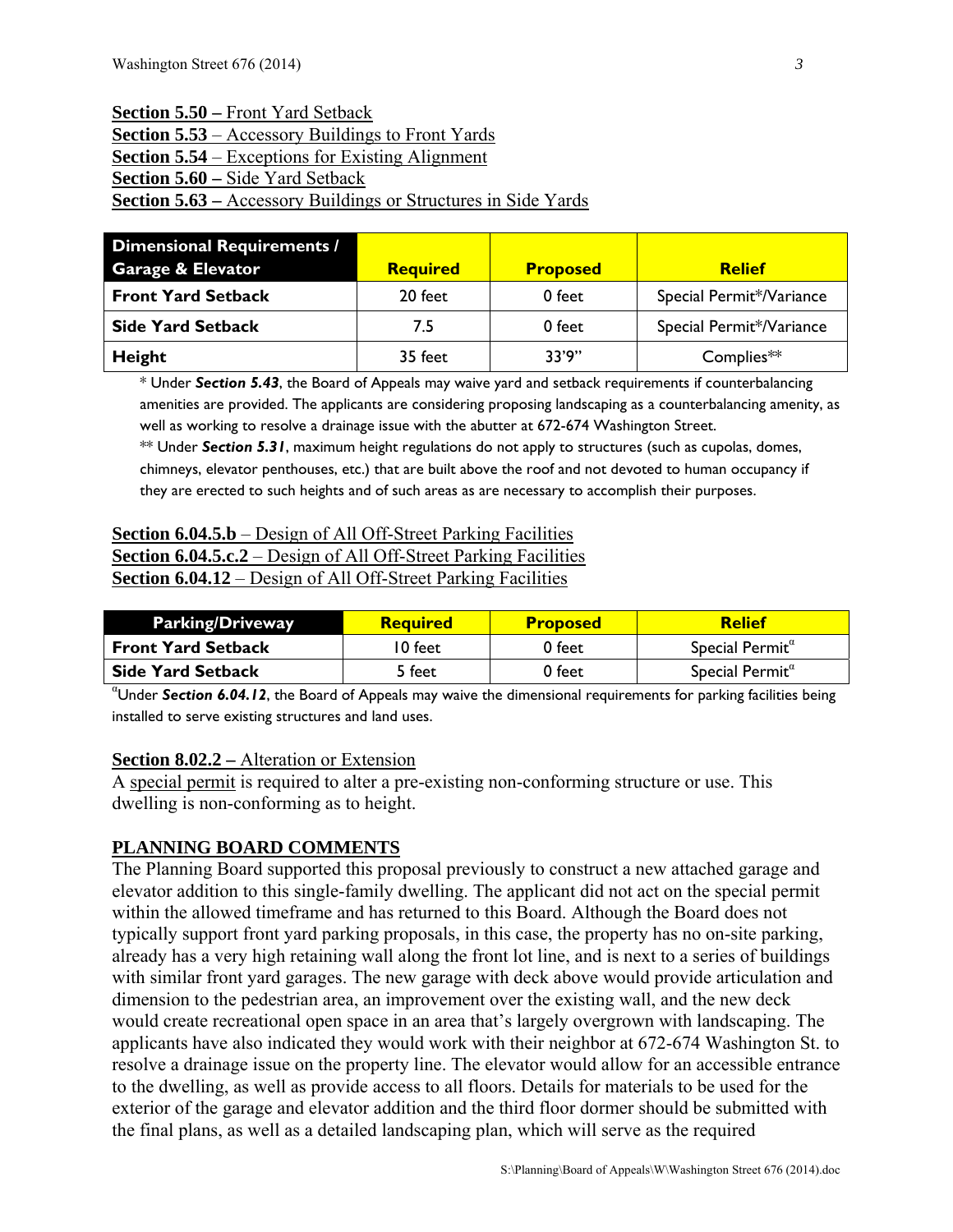**Section 5.50 –** Front Yard Setback
**Section 5.53** – Accessory Buildings to Front Yards
**Section 5.54** – Exceptions for Existing Alignment
**Section 5.60 –** Side Yard Setback
**Section 5.63 –** Accessory Buildings or Structures in Side Yards

| Dimensional Requirements / Garage & Elevator | Required | Proposed | Relief |
|---|---|---|---|
| **Front Yard Setback** | 20 feet | 0 feet | Special Permit*/Variance |
| **Side Yard Setback** | 7.5 | 0 feet | Special Permit*/Variance |
| **Height** | 35 feet | 33'9" | Complies** |

* Under ***Section 5.43***, the Board of Appeals may waive yard and setback requirements if counterbalancing amenities are provided. The applicants are considering proposing landscaping as a counterbalancing amenity, as well as working to resolve a drainage issue with the abutter at 672-674 Washington Street.
** Under ***Section 5.31***, maximum height regulations do not apply to structures (such as cupolas, domes, chimneys, elevator penthouses, etc.) that are built above the roof and not devoted to human occupancy if they are erected to such heights and of such areas as are necessary to accomplish their purposes.

**Section 6.04.5.b** – Design of All Off-Street Parking Facilities
**Section 6.04.5.c.2** – Design of All Off-Street Parking Facilities
**Section 6.04.12** – Design of All Off-Street Parking Facilities

| Parking/Driveway | Required | Proposed | Relief |
|---|---|---|---|
| **Front Yard Setback** | 10 feet | 0 feet | Special Permit$^{\alpha}$ |
| **Side Yard Setback** | 5 feet | 0 feet | Special Permit$^{\alpha}$ |

$^{\alpha}$Under ***Section 6.04.12***, the Board of Appeals may waive the dimensional requirements for parking facilities being installed to serve existing structures and land uses.

**Section 8.02.2 –** Alteration or Extension
A special permit is required to alter a pre-existing non-conforming structure or use. This dwelling is non-conforming as to height.

## PLANNING BOARD COMMENTS

The Planning Board supported this proposal previously to construct a new attached garage and elevator addition to this single-family dwelling. The applicant did not act on the special permit within the allowed timeframe and has returned to this Board. Although the Board does not typically support front yard parking proposals, in this case, the property has no on-site parking, already has a very high retaining wall along the front lot line, and is next to a series of buildings with similar front yard garages. The new garage with deck above would provide articulation and dimension to the pedestrian area, an improvement over the existing wall, and the new deck would create recreational open space in an area that's largely overgrown with landscaping. The applicants have also indicated they would work with their neighbor at 672-674 Washington St. to resolve a drainage issue on the property line. The elevator would allow for an accessible entrance to the dwelling, as well as provide access to all floors. Details for materials to be used for the exterior of the garage and elevator addition and the third floor dormer should be submitted with the final plans, as well as a detailed landscaping plan, which will serve as the required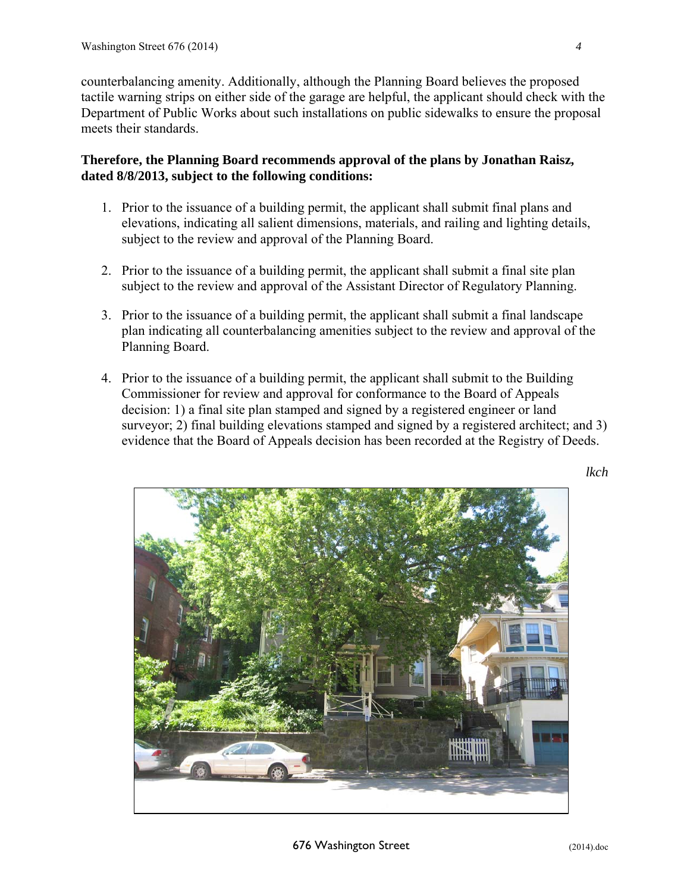counterbalancing amenity. Additionally, although the Planning Board believes the proposed tactile warning strips on either side of the garage are helpful, the applicant should check with the Department of Public Works about such installations on public sidewalks to ensure the proposal meets their standards.

**Therefore, the Planning Board recommends approval of the plans by Jonathan Raisz, dated 8/8/2013, subject to the following conditions:**

1. Prior to the issuance of a building permit, the applicant shall submit final plans and elevations, indicating all salient dimensions, materials, and railing and lighting details, subject to the review and approval of the Planning Board.

2. Prior to the issuance of a building permit, the applicant shall submit a final site plan subject to the review and approval of the Assistant Director of Regulatory Planning.

3. Prior to the issuance of a building permit, the applicant shall submit a final landscape plan indicating all counterbalancing amenities subject to the review and approval of the Planning Board.

4. Prior to the issuance of a building permit, the applicant shall submit to the Building Commissioner for review and approval for conformance to the Board of Appeals decision: 1) a final site plan stamped and signed by a registered engineer or land surveyor; 2) final building elevations stamped and signed by a registered architect; and 3) evidence that the Board of Appeals decision has been recorded at the Registry of Deeds.

*lkch*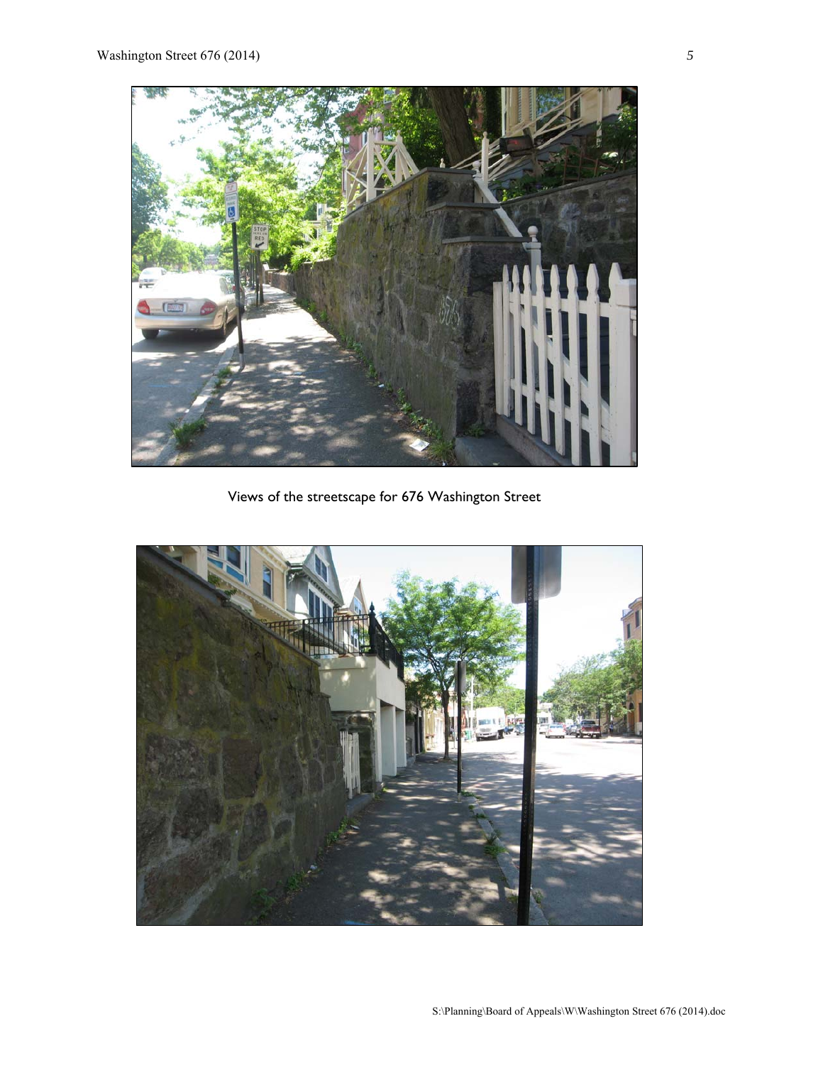Views of the streetscape for 676 Washington Street